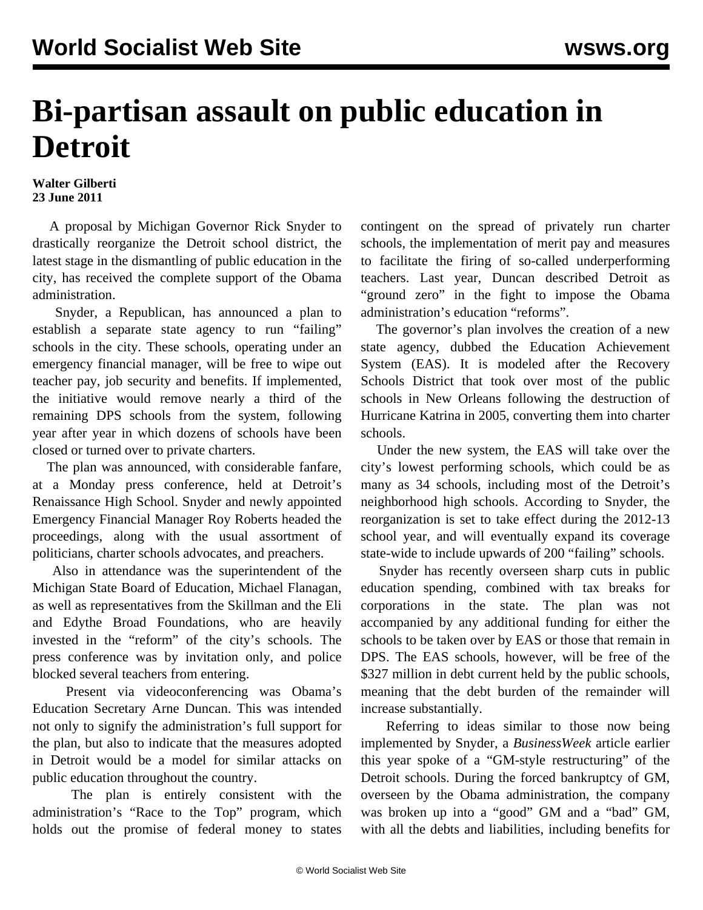// Bi-partisan assault on public education in Detroit

# Bi-partisan assault on public education in Detroit

**Walter Gilberti**
**23 June 2011**

A proposal by Michigan Governor Rick Snyder to drastically reorganize the Detroit school district, the latest stage in the dismantling of public education in the city, has received the complete support of the Obama administration.

Snyder, a Republican, has announced a plan to establish a separate state agency to run "failing" schools in the city. These schools, operating under an emergency financial manager, will be free to wipe out teacher pay, job security and benefits. If implemented, the initiative would remove nearly a third of the remaining DPS schools from the system, following year after year in which dozens of schools have been closed or turned over to private charters.

The plan was announced, with considerable fanfare, at a Monday press conference, held at Detroit's Renaissance High School. Snyder and newly appointed Emergency Financial Manager Roy Roberts headed the proceedings, along with the usual assortment of politicians, charter schools advocates, and preachers.

Also in attendance was the superintendent of the Michigan State Board of Education, Michael Flanagan, as well as representatives from the Skillman and the Eli and Edythe Broad Foundations, who are heavily invested in the "reform" of the city's schools. The press conference was by invitation only, and police blocked several teachers from entering.

Present via videoconferencing was Obama's Education Secretary Arne Duncan. This was intended not only to signify the administration's full support for the plan, but also to indicate that the measures adopted in Detroit would be a model for similar attacks on public education throughout the country.

The plan is entirely consistent with the administration's "Race to the Top" program, which holds out the promise of federal money to states contingent on the spread of privately run charter schools, the implementation of merit pay and measures to facilitate the firing of so-called underperforming teachers. Last year, Duncan described Detroit as "ground zero" in the fight to impose the Obama administration's education "reforms".

The governor's plan involves the creation of a new state agency, dubbed the Education Achievement System (EAS). It is modeled after the Recovery Schools District that took over most of the public schools in New Orleans following the destruction of Hurricane Katrina in 2005, converting them into charter schools.

Under the new system, the EAS will take over the city's lowest performing schools, which could be as many as 34 schools, including most of the Detroit's neighborhood high schools. According to Snyder, the reorganization is set to take effect during the 2012-13 school year, and will eventually expand its coverage state-wide to include upwards of 200 "failing" schools.

Snyder has recently overseen sharp cuts in public education spending, combined with tax breaks for corporations in the state. The plan was not accompanied by any additional funding for either the schools to be taken over by EAS or those that remain in DPS. The EAS schools, however, will be free of the $327 million in debt current held by the public schools, meaning that the debt burden of the remainder will increase substantially.

Referring to ideas similar to those now being implemented by Snyder, a *BusinessWeek* article earlier this year spoke of a "GM-style restructuring" of the Detroit schools. During the forced bankruptcy of GM, overseen by the Obama administration, the company was broken up into a "good" GM and a "bad" GM, with all the debts and liabilities, including benefits for

# Bi-partisan assault on public education in Detroit

**Walter Gilberti**
**23 June 2011**

A proposal by Michigan Governor Rick Snyder to drastically reorganize the Detroit school district, the latest stage in the dismantling of public education in the city, has received the complete support of the Obama administration.

Snyder, a Republican, has announced a plan to establish a separate state agency to run "failing" schools in the city. These schools, operating under an emergency financial manager, will be free to wipe out teacher pay, job security and benefits. If implemented, the initiative would remove nearly a third of the remaining DPS schools from the system, following year after year in which dozens of schools have been closed or turned over to private charters.

The plan was announced, with considerable fanfare, at a Monday press conference, held at Detroit's Renaissance High School. Snyder and newly appointed Emergency Financial Manager Roy Roberts headed the proceedings, along with the usual assortment of politicians, charter schools advocates, and preachers.

Also in attendance was the superintendent of the Michigan State Board of Education, Michael Flanagan, as well as representatives from the Skillman and the Eli and Edythe Broad Foundations, who are heavily invested in the "reform" of the city's schools. The press conference was by invitation only, and police blocked several teachers from entering.

Present via videoconferencing was Obama's Education Secretary Arne Duncan. This was intended not only to signify the administration's full support for the plan, but also to indicate that the measures adopted in Detroit would be a model for similar attacks on public education throughout the country.

The plan is entirely consistent with the administration's "Race to the Top" program, which holds out the promise of federal money to states contingent on the spread of privately run charter schools, the implementation of merit pay and measures to facilitate the firing of so-called underperforming teachers. Last year, Duncan described Detroit as "ground zero" in the fight to impose the Obama administration's education "reforms".

The governor's plan involves the creation of a new state agency, dubbed the Education Achievement System (EAS). It is modeled after the Recovery Schools District that took over most of the public schools in New Orleans following the destruction of Hurricane Katrina in 2005, converting them into charter schools.

Under the new system, the EAS will take over the city's lowest performing schools, which could be as many as 34 schools, including most of the Detroit's neighborhood high schools. According to Snyder, the reorganization is set to take effect during the 2012-13 school year, and will eventually expand its coverage state-wide to include upwards of 200 "failing" schools.

Snyder has recently overseen sharp cuts in public education spending, combined with tax breaks for corporations in the state. The plan was not accompanied by any additional funding for either the schools to be taken over by EAS or those that remain in DPS. The EAS schools, however, will be free of the $327 million in debt current held by the public schools, meaning that the debt burden of the remainder will increase substantially.

Referring to ideas similar to those now being implemented by Snyder, a *BusinessWeek* article earlier this year spoke of a "GM-style restructuring" of the Detroit schools. During the forced bankruptcy of GM, overseen by the Obama administration, the company was broken up into a "good" GM and a "bad" GM, with all the debts and liabilities, including benefits for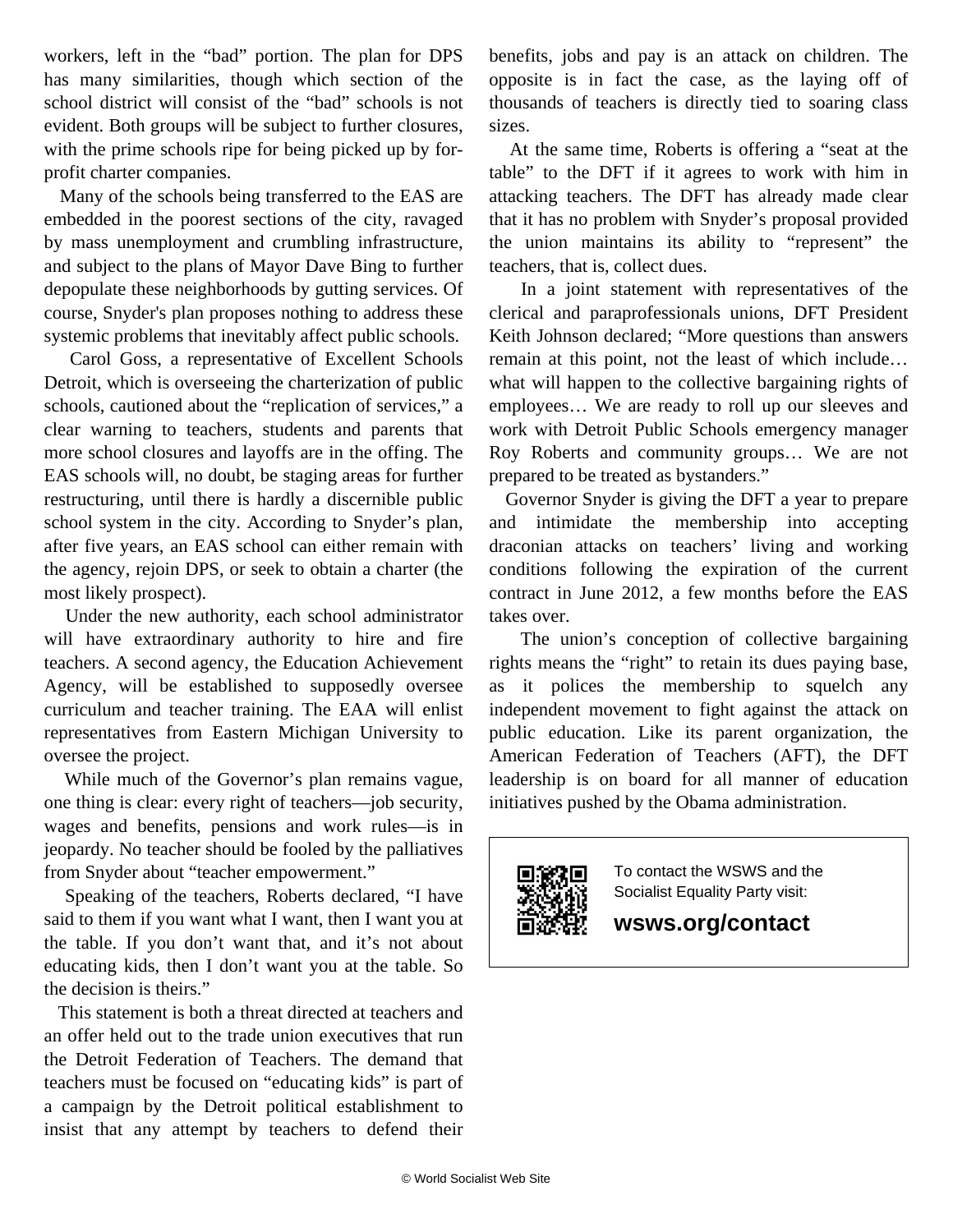workers, left in the "bad" portion. The plan for DPS has many similarities, though which section of the school district will consist of the "bad" schools is not evident. Both groups will be subject to further closures, with the prime schools ripe for being picked up by for-profit charter companies.

Many of the schools being transferred to the EAS are embedded in the poorest sections of the city, ravaged by mass unemployment and crumbling infrastructure, and subject to the plans of Mayor Dave Bing to further depopulate these neighborhoods by gutting services. Of course, Snyder's plan proposes nothing to address these systemic problems that inevitably affect public schools.

Carol Goss, a representative of Excellent Schools Detroit, which is overseeing the charterization of public schools, cautioned about the "replication of services," a clear warning to teachers, students and parents that more school closures and layoffs are in the offing. The EAS schools will, no doubt, be staging areas for further restructuring, until there is hardly a discernible public school system in the city. According to Snyder's plan, after five years, an EAS school can either remain with the agency, rejoin DPS, or seek to obtain a charter (the most likely prospect).

Under the new authority, each school administrator will have extraordinary authority to hire and fire teachers. A second agency, the Education Achievement Agency, will be established to supposedly oversee curriculum and teacher training. The EAA will enlist representatives from Eastern Michigan University to oversee the project.

While much of the Governor's plan remains vague, one thing is clear: every right of teachers—job security, wages and benefits, pensions and work rules—is in jeopardy. No teacher should be fooled by the palliatives from Snyder about "teacher empowerment."

Speaking of the teachers, Roberts declared, "I have said to them if you want what I want, then I want you at the table. If you don't want that, and it's not about educating kids, then I don't want you at the table. So the decision is theirs."

This statement is both a threat directed at teachers and an offer held out to the trade union executives that run the Detroit Federation of Teachers. The demand that teachers must be focused on "educating kids" is part of a campaign by the Detroit political establishment to insist that any attempt by teachers to defend their benefits, jobs and pay is an attack on children. The opposite is in fact the case, as the laying off of thousands of teachers is directly tied to soaring class sizes.

At the same time, Roberts is offering a "seat at the table" to the DFT if it agrees to work with him in attacking teachers. The DFT has already made clear that it has no problem with Snyder's proposal provided the union maintains its ability to "represent" the teachers, that is, collect dues.

In a joint statement with representatives of the clerical and paraprofessionals unions, DFT President Keith Johnson declared; "More questions than answers remain at this point, not the least of which include… what will happen to the collective bargaining rights of employees… We are ready to roll up our sleeves and work with Detroit Public Schools emergency manager Roy Roberts and community groups… We are not prepared to be treated as bystanders."

Governor Snyder is giving the DFT a year to prepare and intimidate the membership into accepting draconian attacks on teachers' living and working conditions following the expiration of the current contract in June 2012, a few months before the EAS takes over.

The union's conception of collective bargaining rights means the "right" to retain its dues paying base, as it polices the membership to squelch any independent movement to fight against the attack on public education. Like its parent organization, the American Federation of Teachers (AFT), the DFT leadership is on board for all manner of education initiatives pushed by the Obama administration.

To contact the WSWS and the Socialist Equality Party visit:

**wsws.org/contact**